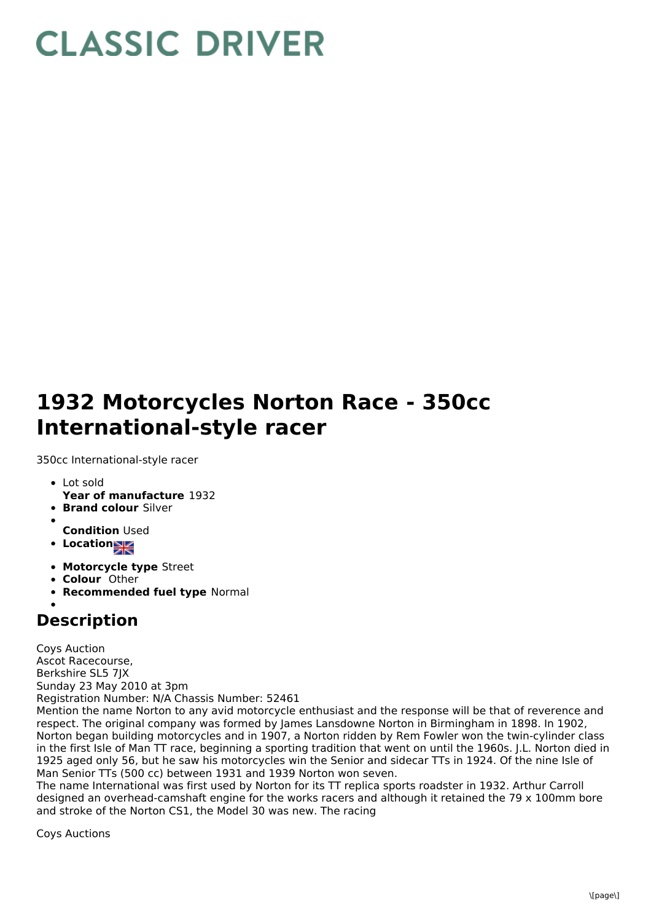# CLASSIC DRIVER

# 1932 Motorcycles Norton Race - 350cc International-style racer

350cc International-style racer

- Lot sold
  **Year of manufacture** 1932
- **Brand colour** Silver
- 
  **Condition** Used
- **Location**
- **Motorcycle type** Street
- **Colour** Other
- **Recommended fuel type** Normal
- 

## Description

Coys Auction
Ascot Racecourse,
Berkshire SL5 7JX
Sunday 23 May 2010 at 3pm
Registration Number: N/A Chassis Number: 52461
Mention the name Norton to any avid motorcycle enthusiast and the response will be that of reverence and respect. The original company was formed by James Lansdowne Norton in Birmingham in 1898. In 1902, Norton began building motorcycles and in 1907, a Norton ridden by Rem Fowler won the twin-cylinder class in the first Isle of Man TT race, beginning a sporting tradition that went on until the 1960s. J.L. Norton died in 1925 aged only 56, but he saw his motorcycles win the Senior and sidecar TTs in 1924. Of the nine Isle of Man Senior TTs (500 cc) between 1931 and 1939 Norton won seven.
The name International was first used by Norton for its TT replica sports roadster in 1932. Arthur Carroll designed an overhead-camshaft engine for the works racers and although it retained the 79 x 100mm bore and stroke of the Norton CS1, the Model 30 was new. The racing

Coys Auctions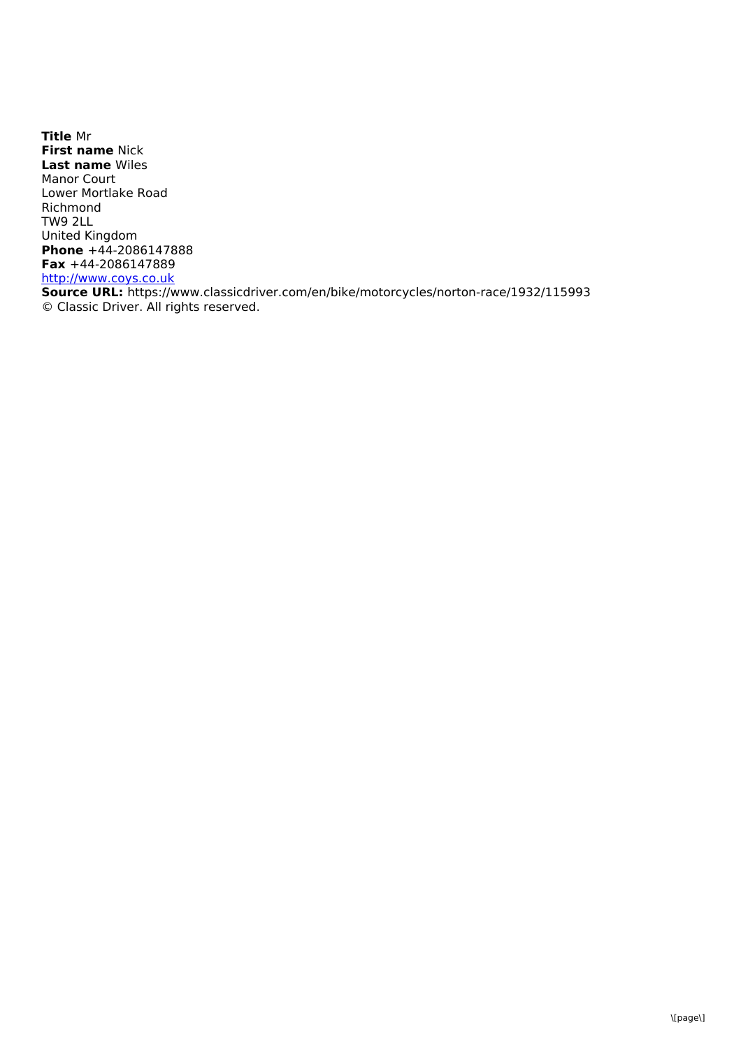**Title** Mr
**First name** Nick
**Last name** Wiles
Manor Court
Lower Mortlake Road
Richmond
TW9 2LL
United Kingdom
**Phone** +44-2086147888
**Fax** +44-2086147889
[http://www.coys.co.uk](http://www.coys.co.uk)
**Source URL:** https://www.classicdriver.com/en/bike/motorcycles/norton-race/1932/115993
© Classic Driver. All rights reserved.